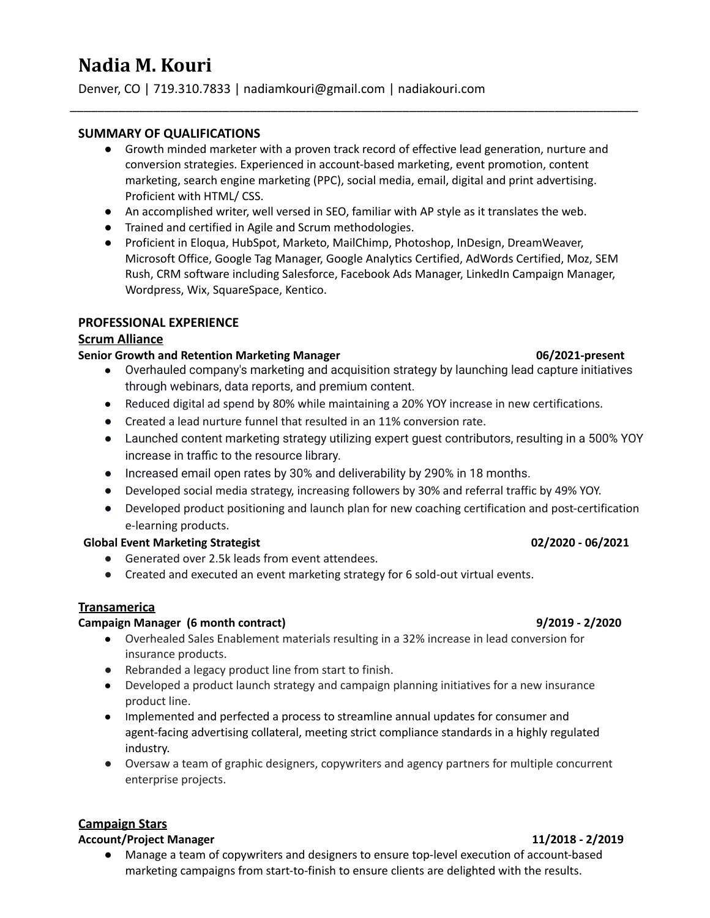# Nadia M. Kouri

Denver, CO | 719.310.7833 | nadiamkouri@gmail.com | nadiakouri.com

---

## SUMMARY OF QUALIFICATIONS

- Growth minded marketer with a proven track record of effective lead generation, nurture and conversion strategies. Experienced in account-based marketing, event promotion, content marketing, search engine marketing (PPC), social media, email, digital and print advertising. Proficient with HTML/ CSS.
- An accomplished writer, well versed in SEO, familiar with AP style as it translates the web.
- Trained and certified in Agile and Scrum methodologies.
- Proficient in Eloqua, HubSpot, Marketo, MailChimp, Photoshop, InDesign, DreamWeaver, Microsoft Office, Google Tag Manager, Google Analytics Certified, AdWords Certified, Moz, SEM Rush, CRM software including Salesforce, Facebook Ads Manager, LinkedIn Campaign Manager, Wordpress, Wix, SquareSpace, Kentico.

## PROFESSIONAL EXPERIENCE

### Scrum Alliance

**Senior Growth and Retention Marketing Manager** **06/2021-present**

- Overhauled company's marketing and acquisition strategy by launching lead capture initiatives through webinars, data reports, and premium content.
- Reduced digital ad spend by 80% while maintaining a 20% YOY increase in new certifications.
- Created a lead nurture funnel that resulted in an 11% conversion rate.
- Launched content marketing strategy utilizing expert guest contributors, resulting in a 500% YOY increase in traffic to the resource library.
- Increased email open rates by 30% and deliverability by 290% in 18 months.
- Developed social media strategy, increasing followers by 30% and referral traffic by 49% YOY.
- Developed product positioning and launch plan for new coaching certification and post-certification e-learning products.

**Global Event Marketing Strategist** **02/2020 - 06/2021**

- Generated over 2.5k leads from event attendees.
- Created and executed an event marketing strategy for 6 sold-out virtual events.

### Transamerica

**Campaign Manager (6 month contract)** **9/2019 - 2/2020**

- Overhealed Sales Enablement materials resulting in a 32% increase in lead conversion for insurance products.
- Rebranded a legacy product line from start to finish.
- Developed a product launch strategy and campaign planning initiatives for a new insurance product line.
- Implemented and perfected a process to streamline annual updates for consumer and agent-facing advertising collateral, meeting strict compliance standards in a highly regulated industry.
- Oversaw a team of graphic designers, copywriters and agency partners for multiple concurrent enterprise projects.

### Campaign Stars

**Account/Project Manager** **11/2018 - 2/2019**

- Manage a team of copywriters and designers to ensure top-level execution of account-based marketing campaigns from start-to-finish to ensure clients are delighted with the results.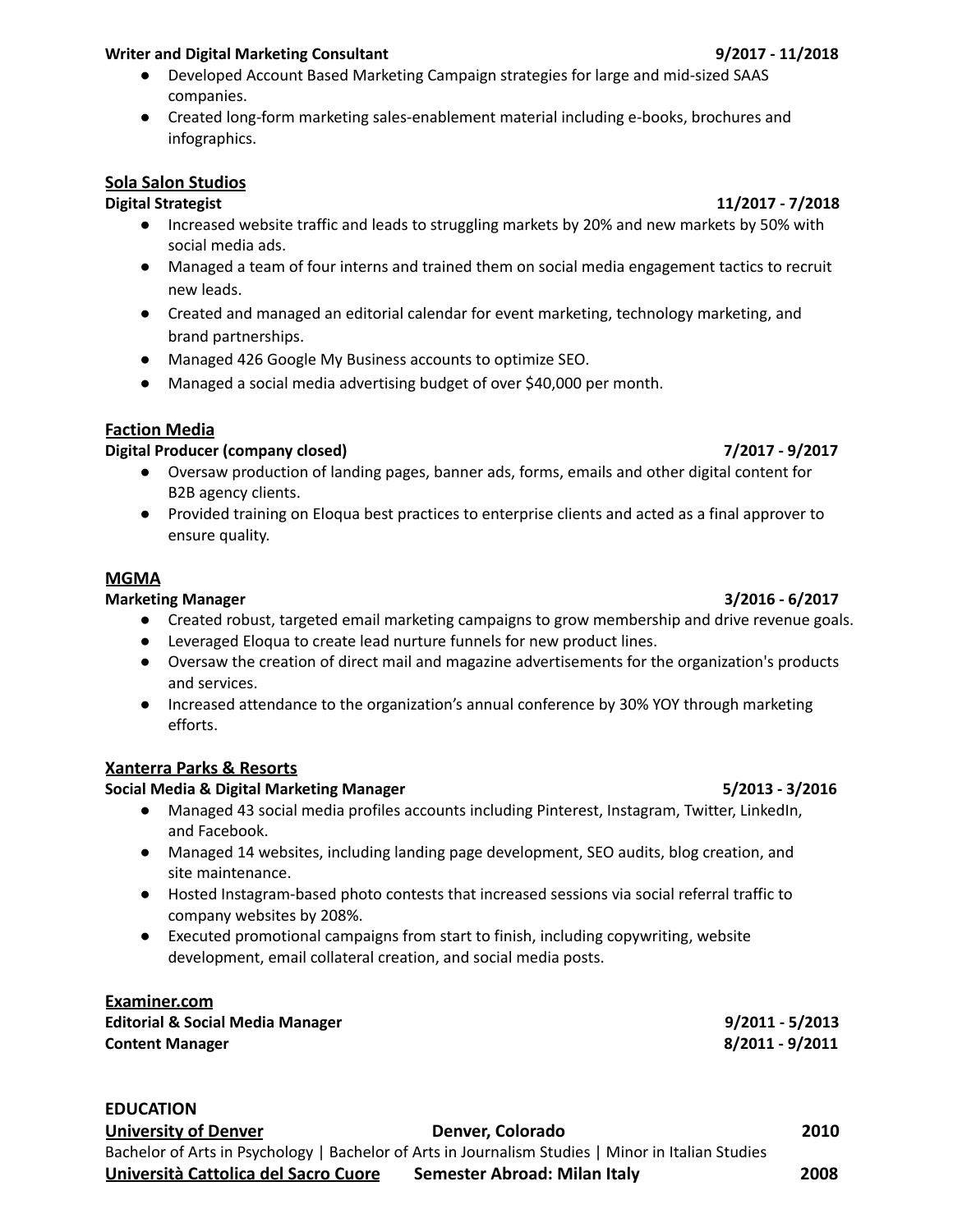**Writer and Digital Marketing Consultant** **9/2017 - 11/2018**

- Developed Account Based Marketing Campaign strategies for large and mid-sized SAAS companies.
- Created long-form marketing sales-enablement material including e-books, brochures and infographics.

## Sola Salon Studios

**Digital Strategist** **11/2017 - 7/2018**

- Increased website traffic and leads to struggling markets by 20% and new markets by 50% with social media ads.
- Managed a team of four interns and trained them on social media engagement tactics to recruit new leads.
- Created and managed an editorial calendar for event marketing, technology marketing, and brand partnerships.
- Managed 426 Google My Business accounts to optimize SEO.
- Managed a social media advertising budget of over $40,000 per month.

## Faction Media

**Digital Producer (company closed)** **7/2017 - 9/2017**

- Oversaw production of landing pages, banner ads, forms, emails and other digital content for B2B agency clients.
- Provided training on Eloqua best practices to enterprise clients and acted as a final approver to ensure quality.

## MGMA

**Marketing Manager** **3/2016 - 6/2017**

- Created robust, targeted email marketing campaigns to grow membership and drive revenue goals.
- Leveraged Eloqua to create lead nurture funnels for new product lines.
- Oversaw the creation of direct mail and magazine advertisements for the organization's products and services.
- Increased attendance to the organization's annual conference by 30% YOY through marketing efforts.

## Xanterra Parks & Resorts

**Social Media & Digital Marketing Manager** **5/2013 - 3/2016**

- Managed 43 social media profiles accounts including Pinterest, Instagram, Twitter, LinkedIn, and Facebook.
- Managed 14 websites, including landing page development, SEO audits, blog creation, and site maintenance.
- Hosted Instagram-based photo contests that increased sessions via social referral traffic to company websites by 208%.
- Executed promotional campaigns from start to finish, including copywriting, website development, email collateral creation, and social media posts.

## Examiner.com

**Editorial & Social Media Manager** **9/2011 - 5/2013**

**Content Manager** **8/2011 - 9/2011**

# EDUCATION

**University of Denver** — **Denver, Colorado** — **2010**

Bachelor of Arts in Psychology | Bachelor of Arts in Journalism Studies | Minor in Italian Studies

**Università Cattolica del Sacro Cuore** — **Semester Abroad: Milan Italy** — **2008**